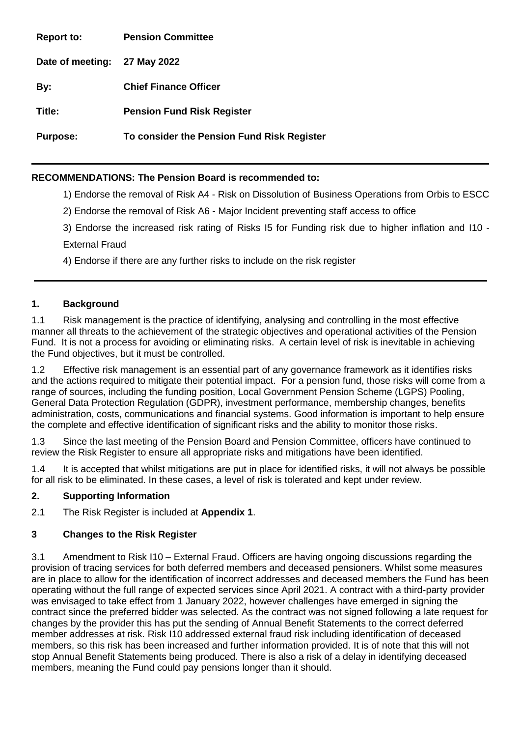| | |
|---|---|
| **Report to:** | **Pension Committee** |
| **Date of meeting:** | **27 May 2022** |
| **By:** | **Chief Finance Officer** |
| **Title:** | **Pension Fund Risk Register** |
| **Purpose:** | **To consider the Pension Fund Risk Register** |

**RECOMMENDATIONS: The Pension Board is recommended to:**

1) Endorse the removal of Risk A4 - Risk on Dissolution of Business Operations from Orbis to ESCC

2) Endorse the removal of Risk A6 - Major Incident preventing staff access to office

3) Endorse the increased risk rating of Risks I5 for Funding risk due to higher inflation and I10 - External Fraud

4) Endorse if there are any further risks to include on the risk register

## 1. Background

1.1 Risk management is the practice of identifying, analysing and controlling in the most effective manner all threats to the achievement of the strategic objectives and operational activities of the Pension Fund. It is not a process for avoiding or eliminating risks. A certain level of risk is inevitable in achieving the Fund objectives, but it must be controlled.

1.2 Effective risk management is an essential part of any governance framework as it identifies risks and the actions required to mitigate their potential impact. For a pension fund, those risks will come from a range of sources, including the funding position, Local Government Pension Scheme (LGPS) Pooling, General Data Protection Regulation (GDPR), investment performance, membership changes, benefits administration, costs, communications and financial systems. Good information is important to help ensure the complete and effective identification of significant risks and the ability to monitor those risks.

1.3 Since the last meeting of the Pension Board and Pension Committee, officers have continued to review the Risk Register to ensure all appropriate risks and mitigations have been identified.

1.4 It is accepted that whilst mitigations are put in place for identified risks, it will not always be possible for all risk to be eliminated. In these cases, a level of risk is tolerated and kept under review.

## 2. Supporting Information

2.1 The Risk Register is included at **Appendix 1**.

## 3 Changes to the Risk Register

3.1 Amendment to Risk I10 – External Fraud. Officers are having ongoing discussions regarding the provision of tracing services for both deferred members and deceased pensioners. Whilst some measures are in place to allow for the identification of incorrect addresses and deceased members the Fund has been operating without the full range of expected services since April 2021. A contract with a third-party provider was envisaged to take effect from 1 January 2022, however challenges have emerged in signing the contract since the preferred bidder was selected. As the contract was not signed following a late request for changes by the provider this has put the sending of Annual Benefit Statements to the correct deferred member addresses at risk. Risk I10 addressed external fraud risk including identification of deceased members, so this risk has been increased and further information provided. It is of note that this will not stop Annual Benefit Statements being produced. There is also a risk of a delay in identifying deceased members, meaning the Fund could pay pensions longer than it should.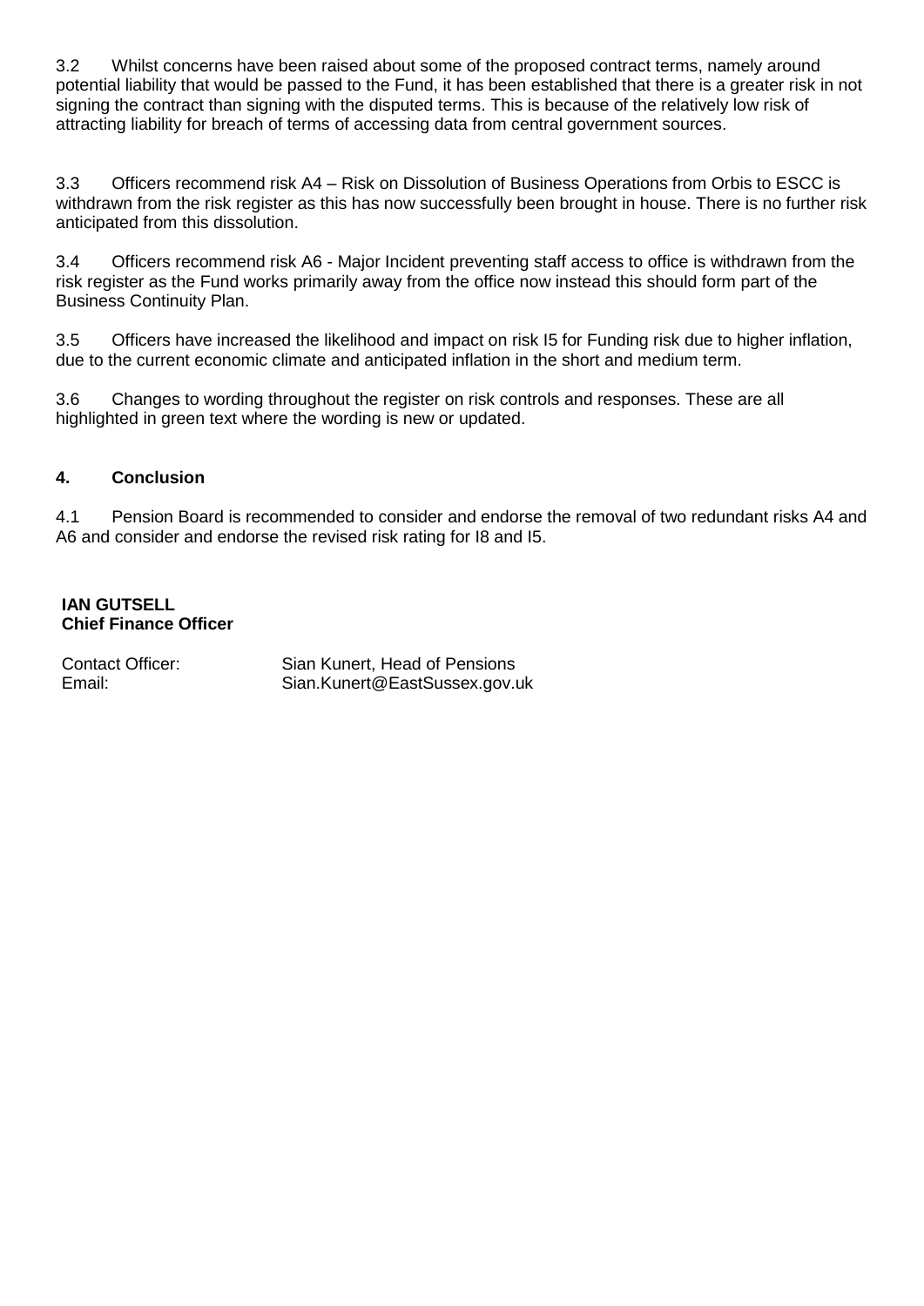3.2 Whilst concerns have been raised about some of the proposed contract terms, namely around potential liability that would be passed to the Fund, it has been established that there is a greater risk in not signing the contract than signing with the disputed terms. This is because of the relatively low risk of attracting liability for breach of terms of accessing data from central government sources.

3.3 Officers recommend risk A4 – Risk on Dissolution of Business Operations from Orbis to ESCC is withdrawn from the risk register as this has now successfully been brought in house. There is no further risk anticipated from this dissolution.

3.4 Officers recommend risk A6 - Major Incident preventing staff access to office is withdrawn from the risk register as the Fund works primarily away from the office now instead this should form part of the Business Continuity Plan.

3.5 Officers have increased the likelihood and impact on risk I5 for Funding risk due to higher inflation, due to the current economic climate and anticipated inflation in the short and medium term.

3.6 Changes to wording throughout the register on risk controls and responses. These are all highlighted in green text where the wording is new or updated.

## 4. Conclusion

4.1 Pension Board is recommended to consider and endorse the removal of two redundant risks A4 and A6 and consider and endorse the revised risk rating for I8 and I5.

**IAN GUTSELL**
**Chief Finance Officer**

Contact Officer: Sian Kunert, Head of Pensions
Email: Sian.Kunert@EastSussex.gov.uk